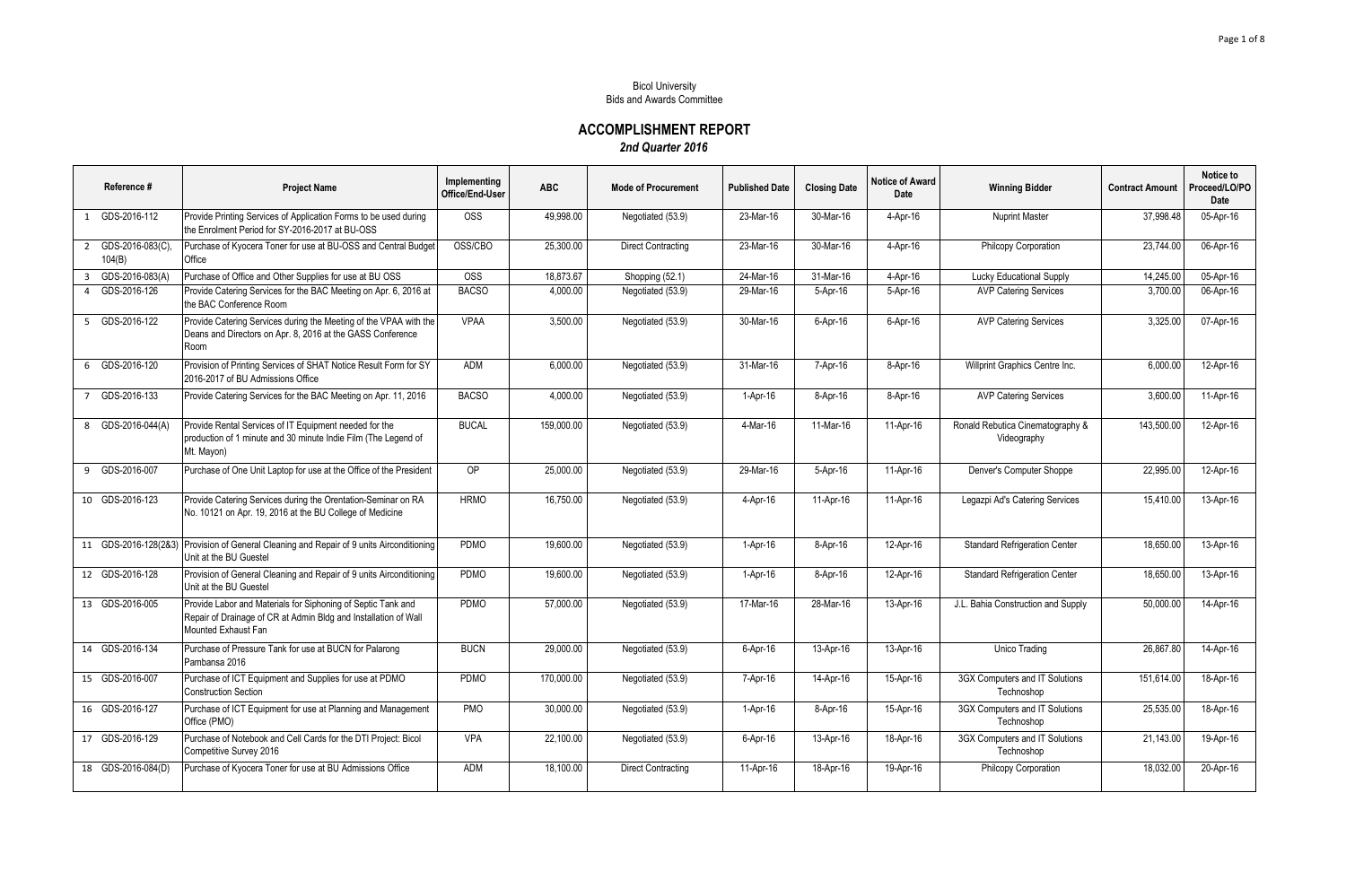Bicol University
Bids and Awards Committee

# ACCOMPLISHMENT REPORT

***2nd Quarter 2016***

| Reference # | Project Name | Implementing Office/End-User | ABC | Mode of Procurement | Published Date | Closing Date | Notice of Award Date | Winning Bidder | Contract Amount | Notice to Proceed/LO/PO Date |
|---|---|---|---|---|---|---|---|---|---|---|
| 1 GDS-2016-112 | Provide Printing Services of Application Forms to be used during the Enrolment Period for SY-2016-2017 at BU-OSS | OSS | 49,998.00 | Negotiated (53.9) | 23-Mar-16 | 30-Mar-16 | 4-Apr-16 | Nuprint Master | 37,998.48 | 05-Apr-16 |
| 2 GDS-2016-083(C), 104(B) | Purchase of Kyocera Toner for use at BU-OSS and Central Budget Office | OSS/CBO | 25,300.00 | Direct Contracting | 23-Mar-16 | 30-Mar-16 | 4-Apr-16 | Philcopy Corporation | 23,744.00 | 06-Apr-16 |
| 3 GDS-2016-083(A) | Purchase of Office and Other Supplies for use at BU OSS | OSS | 18,873.67 | Shopping (52.1) | 24-Mar-16 | 31-Mar-16 | 4-Apr-16 | Lucky Educational Supply | 14,245.00 | 05-Apr-16 |
| 4 GDS-2016-126 | Provide Catering Services for the BAC Meeting on Apr. 6, 2016 at the BAC Conference Room | BACSO | 4,000.00 | Negotiated (53.9) | 29-Mar-16 | 5-Apr-16 | 5-Apr-16 | AVP Catering Services | 3,700.00 | 06-Apr-16 |
| 5 GDS-2016-122 | Provide Catering Services during the Meeting of the VPAA with the Deans and Directors on Apr. 8, 2016 at the GASS Conference Room | VPAA | 3,500.00 | Negotiated (53.9) | 30-Mar-16 | 6-Apr-16 | 6-Apr-16 | AVP Catering Services | 3,325.00 | 07-Apr-16 |
| 6 GDS-2016-120 | Provision of Printing Services of SHAT Notice Result Form for SY 2016-2017 of BU Admissions Office | ADM | 6,000.00 | Negotiated (53.9) | 31-Mar-16 | 7-Apr-16 | 8-Apr-16 | Willprint Graphics Centre Inc. | 6,000.00 | 12-Apr-16 |
| 7 GDS-2016-133 | Provide Catering Services for the BAC Meeting on Apr. 11, 2016 | BACSO | 4,000.00 | Negotiated (53.9) | 1-Apr-16 | 8-Apr-16 | 8-Apr-16 | AVP Catering Services | 3,600.00 | 11-Apr-16 |
| 8 GDS-2016-044(A) | Provide Rental Services of IT Equipment needed for the production of 1 minute and 30 minute Indie Film (The Legend of Mt. Mayon) | BUCAL | 159,000.00 | Negotiated (53.9) | 4-Mar-16 | 11-Mar-16 | 11-Apr-16 | Ronald Rebutica Cinematography & Videography | 143,500.00 | 12-Apr-16 |
| 9 GDS-2016-007 | Purchase of One Unit Laptop for use at the Office of the President | OP | 25,000.00 | Negotiated (53.9) | 29-Mar-16 | 5-Apr-16 | 11-Apr-16 | Denver's Computer Shoppe | 22,995.00 | 12-Apr-16 |
| 10 GDS-2016-123 | Provide Catering Services during the Orentation-Seminar on RA No. 10121 on Apr. 19, 2016 at the BU College of Medicine | HRMO | 16,750.00 | Negotiated (53.9) | 4-Apr-16 | 11-Apr-16 | 11-Apr-16 | Legazpi Ad's Catering Services | 15,410.00 | 13-Apr-16 |
| 11 GDS-2016-128(2&3) | Provision of General Cleaning and Repair of 9 units Airconditioning Unit at the BU Guestel | PDMO | 19,600.00 | Negotiated (53.9) | 1-Apr-16 | 8-Apr-16 | 12-Apr-16 | Standard Refrigeration Center | 18,650.00 | 13-Apr-16 |
| 12 GDS-2016-128 | Provision of General Cleaning and Repair of 9 units Airconditioning Unit at the BU Guestel | PDMO | 19,600.00 | Negotiated (53.9) | 1-Apr-16 | 8-Apr-16 | 12-Apr-16 | Standard Refrigeration Center | 18,650.00 | 13-Apr-16 |
| 13 GDS-2016-005 | Provide Labor and Materials for Siphoning of Septic Tank and Repair of Drainage of CR at Admin Bldg and Installation of Wall Mounted Exhaust Fan | PDMO | 57,000.00 | Negotiated (53.9) | 17-Mar-16 | 28-Mar-16 | 13-Apr-16 | J.L. Bahia Construction and Supply | 50,000.00 | 14-Apr-16 |
| 14 GDS-2016-134 | Purchase of Pressure Tank for use at BUCN for Palarong Pambansa 2016 | BUCN | 29,000.00 | Negotiated (53.9) | 6-Apr-16 | 13-Apr-16 | 13-Apr-16 | Unico Trading | 26,867.80 | 14-Apr-16 |
| 15 GDS-2016-007 | Purchase of ICT Equipment and Supplies for use at PDMO Construction Section | PDMO | 170,000.00 | Negotiated (53.9) | 7-Apr-16 | 14-Apr-16 | 15-Apr-16 | 3GX Computers and IT Solutions Technoshop | 151,614.00 | 18-Apr-16 |
| 16 GDS-2016-127 | Purchase of ICT Equipment for use at Planning and Management Office (PMO) | PMO | 30,000.00 | Negotiated (53.9) | 1-Apr-16 | 8-Apr-16 | 15-Apr-16 | 3GX Computers and IT Solutions Technoshop | 25,535.00 | 18-Apr-16 |
| 17 GDS-2016-129 | Purchase of Notebook and Cell Cards for the DTI Project: Bicol Competitive Survey 2016 | VPA | 22,100.00 | Negotiated (53.9) | 6-Apr-16 | 13-Apr-16 | 18-Apr-16 | 3GX Computers and IT Solutions Technoshop | 21,143.00 | 19-Apr-16 |
| 18 GDS-2016-084(D) | Purchase of Kyocera Toner for use at BU Admissions Office | ADM | 18,100.00 | Direct Contracting | 11-Apr-16 | 18-Apr-16 | 19-Apr-16 | Philcopy Corporation | 18,032.00 | 20-Apr-16 |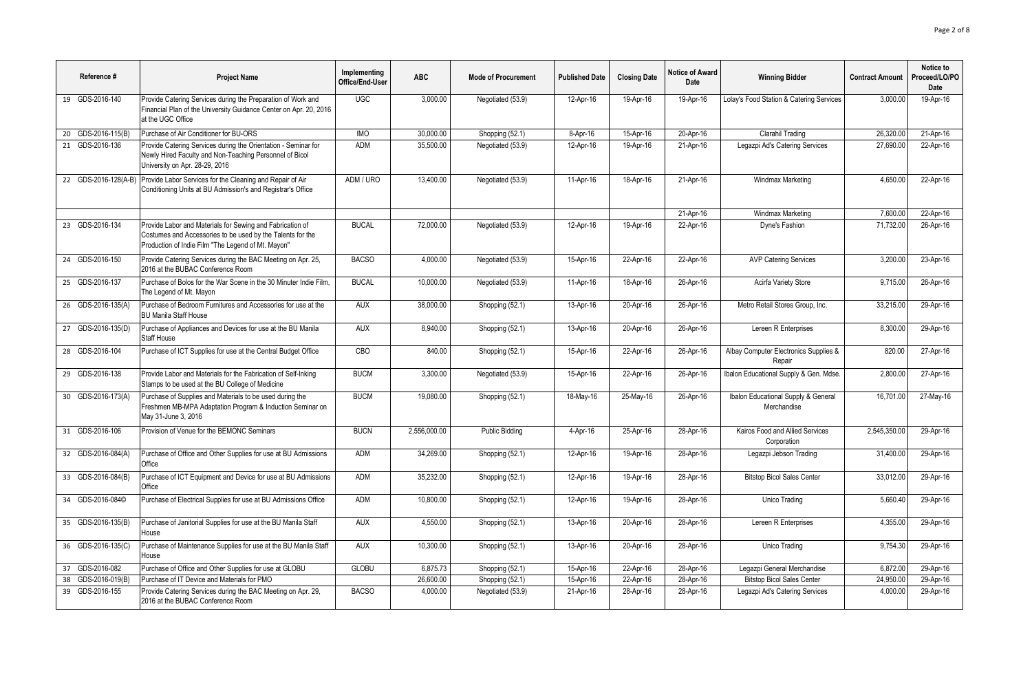| Reference # | Project Name | Implementing Office/End-User | ABC | Mode of Procurement | Published Date | Closing Date | Notice of Award Date | Winning Bidder | Contract Amount | Notice to Proceed/LO/PO Date |
|---|---|---|---|---|---|---|---|---|---|---|
| 19 GDS-2016-140 | Provide Catering Services during the Preparation of Work and Financial Plan of the University Guidance Center on Apr. 20, 2016 at the UGC Office | UGC | 3,000.00 | Negotiated (53.9) | 12-Apr-16 | 19-Apr-16 | 19-Apr-16 | Lolay's Food Station & Catering Services | 3,000.00 | 19-Apr-16 |
| 20 GDS-2016-115(B) | Purchase of Air Conditioner for BU-ORS | IMO | 30,000.00 | Shopping (52.1) | 8-Apr-16 | 15-Apr-16 | 20-Apr-16 | Clarahil Trading | 26,320.00 | 21-Apr-16 |
| 21 GDS-2016-136 | Provide Catering Services during the Orientation - Seminar for Newly Hired Faculty and Non-Teaching Personnel of Bicol University on Apr. 28-29, 2016 | ADM | 35,500.00 | Negotiated (53.9) | 12-Apr-16 | 19-Apr-16 | 21-Apr-16 | Legazpi Ad's Catering Services | 27,690.00 | 22-Apr-16 |
| 22 GDS-2016-128(A-B) | Provide Labor Services for the Cleaning and Repair of Air Conditioning Units at BU Admission's and Registrar's Office | ADM / URO | 13,400.00 | Negotiated (53.9) | 11-Apr-16 | 18-Apr-16 | 21-Apr-16 | Windmax Marketing | 4,650.00 | 22-Apr-16 |
| | | | | | | | 21-Apr-16 | Windmax Marketing | 7,600.00 | 22-Apr-16 |
| 23 GDS-2016-134 | Provide Labor and Materials for Sewing and Fabrication of Costumes and Accessories to be used by the Talents for the Production of Indie Film "The Legend of Mt. Mayon" | BUCAL | 72,000.00 | Negotiated (53.9) | 12-Apr-16 | 19-Apr-16 | 22-Apr-16 | Dyne's Fashion | 71,732.00 | 26-Apr-16 |
| 24 GDS-2016-150 | Provide Catering Services during the BAC Meeting on Apr. 25, 2016 at the BUBAC Conference Room | BACSO | 4,000.00 | Negotiated (53.9) | 15-Apr-16 | 22-Apr-16 | 22-Apr-16 | AVP Catering Services | 3,200.00 | 23-Apr-16 |
| 25 GDS-2016-137 | Purchase of Bolos for the War Scene in the 30 Minuter Indie Film, The Legend of Mt. Mayon | BUCAL | 10,000.00 | Negotiated (53.9) | 11-Apr-16 | 18-Apr-16 | 26-Apr-16 | Acirfa Variety Store | 9,715.00 | 26-Apr-16 |
| 26 GDS-2016-135(A) | Purchase of Bedroom Furnitures and Accessories for use at the BU Manila Staff House | AUX | 38,000.00 | Shopping (52.1) | 13-Apr-16 | 20-Apr-16 | 26-Apr-16 | Metro Retail Stores Group, Inc. | 33,215.00 | 29-Apr-16 |
| 27 GDS-2016-135(D) | Purchase of Appliances and Devices for use at the BU Manila Staff House | AUX | 8,940.00 | Shopping (52.1) | 13-Apr-16 | 20-Apr-16 | 26-Apr-16 | Lereen R Enterprises | 8,300.00 | 29-Apr-16 |
| 28 GDS-2016-104 | Purchase of ICT Supplies for use at the Central Budget Office | CBO | 840.00 | Shopping (52.1) | 15-Apr-16 | 22-Apr-16 | 26-Apr-16 | Albay Computer Electronics Supplies & Repair | 820.00 | 27-Apr-16 |
| 29 GDS-2016-138 | Provide Labor and Materials for the Fabrication of Self-Inking Stamps to be used at the BU College of Medicine | BUCM | 3,300.00 | Negotiated (53.9) | 15-Apr-16 | 22-Apr-16 | 26-Apr-16 | Ibalon Educational Supply & Gen. Mdse. | 2,800.00 | 27-Apr-16 |
| 30 GDS-2016-173(A) | Purchase of Supplies and Materials to be used during the Freshmen MB-MPA Adaptation Program & Induction Seminar on May 31-June 3, 2016 | BUCM | 19,080.00 | Shopping (52.1) | 18-May-16 | 25-May-16 | 26-Apr-16 | Ibalon Educational Supply & General Merchandise | 16,701.00 | 27-May-16 |
| 31 GDS-2016-106 | Provision of Venue for the BEMONC Seminars | BUCN | 2,556,000.00 | Public Bidding | 4-Apr-16 | 25-Apr-16 | 28-Apr-16 | Kairos Food and Allied Services Corporation | 2,545,350.00 | 29-Apr-16 |
| 32 GDS-2016-084(A) | Purchase of Office and Other Supplies for use at BU Admissions Office | ADM | 34,269.00 | Shopping (52.1) | 12-Apr-16 | 19-Apr-16 | 28-Apr-16 | Legazpi Jebson Trading | 31,400.00 | 29-Apr-16 |
| 33 GDS-2016-084(B) | Purchase of ICT Equipment and Device for use at BU Admissions Office | ADM | 35,232.00 | Shopping (52.1) | 12-Apr-16 | 19-Apr-16 | 28-Apr-16 | Bitstop Bicol Sales Center | 33,012.00 | 29-Apr-16 |
| 34 GDS-2016-084© | Purchase of Electrical Supplies for use at BU Admissions Office | ADM | 10,800.00 | Shopping (52.1) | 12-Apr-16 | 19-Apr-16 | 28-Apr-16 | Unico Trading | 5,660.40 | 29-Apr-16 |
| 35 GDS-2016-135(B) | Purchase of Janitorial Supplies for use at the BU Manila Staff House | AUX | 4,550.00 | Shopping (52.1) | 13-Apr-16 | 20-Apr-16 | 28-Apr-16 | Lereen R Enterprises | 4,355.00 | 29-Apr-16 |
| 36 GDS-2016-135(C) | Purchase of Maintenance Supplies for use at the BU Manila Staff House | AUX | 10,300.00 | Shopping (52.1) | 13-Apr-16 | 20-Apr-16 | 28-Apr-16 | Unico Trading | 9,754.30 | 29-Apr-16 |
| 37 GDS-2016-082 | Purchase of Office and Other Supplies for use at GLOBU | GLOBU | 6,875.73 | Shopping (52.1) | 15-Apr-16 | 22-Apr-16 | 28-Apr-16 | Legazpi General Merchandise | 6,872.00 | 29-Apr-16 |
| 38 GDS-2016-019(B) | Purchase of IT Device and Materials for PMO | | 26,600.00 | Shopping (52.1) | 15-Apr-16 | 22-Apr-16 | 28-Apr-16 | Bitstop Bicol Sales Center | 24,950.00 | 29-Apr-16 |
| 39 GDS-2016-155 | Provide Catering Services during the BAC Meeting on Apr. 29, 2016 at the BUBAC Conference Room | BACSO | 4,000.00 | Negotiated (53.9) | 21-Apr-16 | 28-Apr-16 | 28-Apr-16 | Legazpi Ad's Catering Services | 4,000.00 | 29-Apr-16 |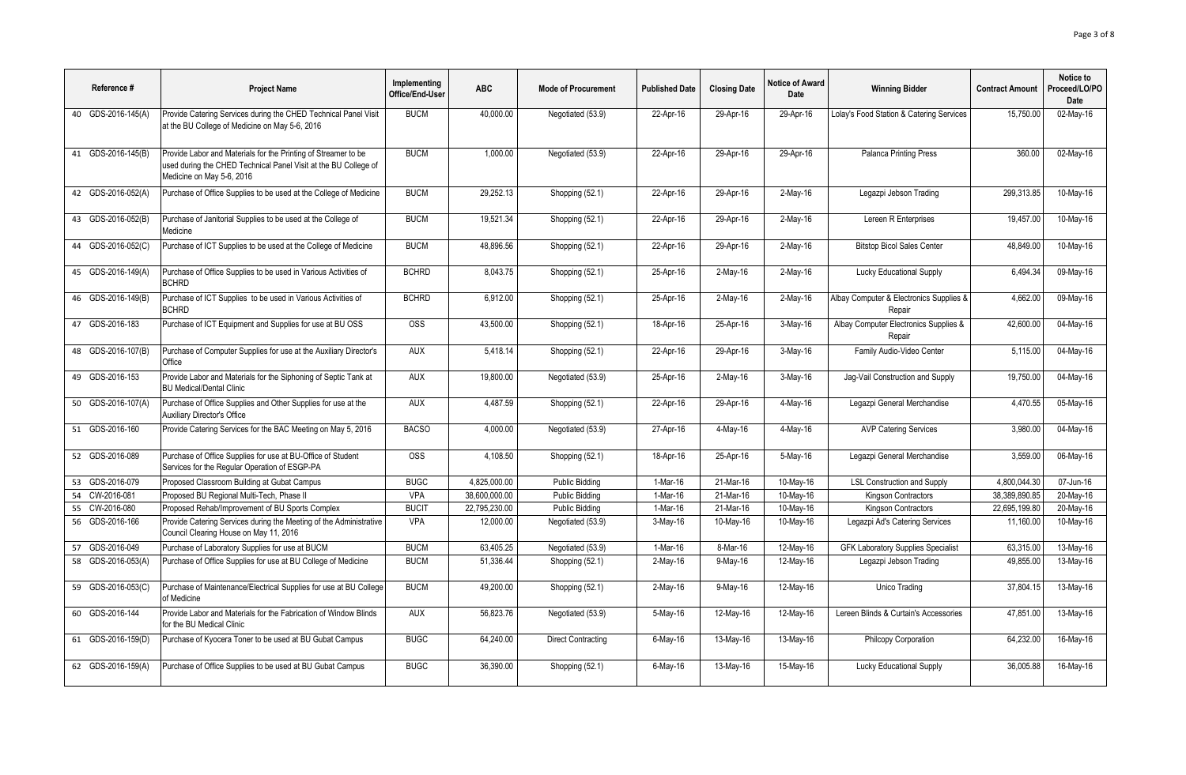| Reference # | Project Name | Implementing Office/End-User | ABC | Mode of Procurement | Published Date | Closing Date | Notice of Award Date | Winning Bidder | Contract Amount | Notice to Proceed/LO/PO Date |
|---|---|---|---|---|---|---|---|---|---|---|
| 40 GDS-2016-145(A) | Provide Catering Services during the CHED Technical Panel Visit at the BU College of Medicine on May 5-6, 2016 | BUCM | 40,000.00 | Negotiated (53.9) | 22-Apr-16 | 29-Apr-16 | 29-Apr-16 | Lolay's Food Station & Catering Services | 15,750.00 | 02-May-16 |
| 41 GDS-2016-145(B) | Provide Labor and Materials for the Printing of Streamer to be used during the CHED Technical Panel Visit at the BU College of Medicine on May 5-6, 2016 | BUCM | 1,000.00 | Negotiated (53.9) | 22-Apr-16 | 29-Apr-16 | 29-Apr-16 | Palanca Printing Press | 360.00 | 02-May-16 |
| 42 GDS-2016-052(A) | Purchase of Office Supplies to be used at the College of Medicine | BUCM | 29,252.13 | Shopping (52.1) | 22-Apr-16 | 29-Apr-16 | 2-May-16 | Legazpi Jebson Trading | 299,313.85 | 10-May-16 |
| 43 GDS-2016-052(B) | Purchase of Janitorial Supplies to be used at the College of Medicine | BUCM | 19,521.34 | Shopping (52.1) | 22-Apr-16 | 29-Apr-16 | 2-May-16 | Lereen R Enterprises | 19,457.00 | 10-May-16 |
| 44 GDS-2016-052(C) | Purchase of ICT Supplies to be used at the College of Medicine | BUCM | 48,896.56 | Shopping (52.1) | 22-Apr-16 | 29-Apr-16 | 2-May-16 | Bitstop Bicol Sales Center | 48,849.00 | 10-May-16 |
| 45 GDS-2016-149(A) | Purchase of Office Supplies to be used in Various Activities of BCHRD | BCHRD | 8,043.75 | Shopping (52.1) | 25-Apr-16 | 2-May-16 | 2-May-16 | Lucky Educational Supply | 6,494.34 | 09-May-16 |
| 46 GDS-2016-149(B) | Purchase of ICT Supplies to be used in Various Activities of BCHRD | BCHRD | 6,912.00 | Shopping (52.1) | 25-Apr-16 | 2-May-16 | 2-May-16 | Albay Computer & Electronics Supplies & Repair | 4,662.00 | 09-May-16 |
| 47 GDS-2016-183 | Purchase of ICT Equipment and Supplies for use at BU OSS | OSS | 43,500.00 | Shopping (52.1) | 18-Apr-16 | 25-Apr-16 | 3-May-16 | Albay Computer Electronics Supplies & Repair | 42,600.00 | 04-May-16 |
| 48 GDS-2016-107(B) | Purchase of Computer Supplies for use at the Auxiliary Director's Office | AUX | 5,418.14 | Shopping (52.1) | 22-Apr-16 | 29-Apr-16 | 3-May-16 | Family Audio-Video Center | 5,115.00 | 04-May-16 |
| 49 GDS-2016-153 | Provide Labor and Materials for the Siphoning of Septic Tank at BU Medical/Dental Clinic | AUX | 19,800.00 | Negotiated (53.9) | 25-Apr-16 | 2-May-16 | 3-May-16 | Jag-Vail Construction and Supply | 19,750.00 | 04-May-16 |
| 50 GDS-2016-107(A) | Purchase of Office Supplies and Other Supplies for use at the Auxiliary Director's Office | AUX | 4,487.59 | Shopping (52.1) | 22-Apr-16 | 29-Apr-16 | 4-May-16 | Legazpi General Merchandise | 4,470.55 | 05-May-16 |
| 51 GDS-2016-160 | Provide Catering Services for the BAC Meeting on May 5, 2016 | BACSO | 4,000.00 | Negotiated (53.9) | 27-Apr-16 | 4-May-16 | 4-May-16 | AVP Catering Services | 3,980.00 | 04-May-16 |
| 52 GDS-2016-089 | Purchase of Office Supplies for use at BU-Office of Student Services for the Regular Operation of ESGP-PA | OSS | 4,108.50 | Shopping (52.1) | 18-Apr-16 | 25-Apr-16 | 5-May-16 | Legazpi General Merchandise | 3,559.00 | 06-May-16 |
| 53 GDS-2016-079 | Proposed Classroom Building at Gubat Campus | BUGC | 4,825,000.00 | Public Bidding | 1-Mar-16 | 21-Mar-16 | 10-May-16 | LSL Construction and Supply | 4,800,044.30 | 07-Jun-16 |
| 54 CW-2016-081 | Proposed BU Regional Multi-Tech, Phase II | VPA | 38,600,000.00 | Public Bidding | 1-Mar-16 | 21-Mar-16 | 10-May-16 | Kingson Contractors | 38,389,890.85 | 20-May-16 |
| 55 CW-2016-080 | Proposed Rehab/Improvement of BU Sports Complex | BUCIT | 22,795,230.00 | Public Bidding | 1-Mar-16 | 21-Mar-16 | 10-May-16 | Kingson Contractors | 22,695,199.80 | 20-May-16 |
| 56 GDS-2016-166 | Provide Catering Services during the Meeting of the Administrative Council Clearing House on May 11, 2016 | VPA | 12,000.00 | Negotiated (53.9) | 3-May-16 | 10-May-16 | 10-May-16 | Legazpi Ad's Catering Services | 11,160.00 | 10-May-16 |
| 57 GDS-2016-049 | Purchase of Laboratory Supplies for use at BUCM | BUCM | 63,405.25 | Negotiated (53.9) | 1-Mar-16 | 8-Mar-16 | 12-May-16 | GFK Laboratory Supplies Specialist | 63,315.00 | 13-May-16 |
| 58 GDS-2016-053(A) | Purchase of Office Supplies for use at BU College of Medicine | BUCM | 51,336.44 | Shopping (52.1) | 2-May-16 | 9-May-16 | 12-May-16 | Legazpi Jebson Trading | 49,855.00 | 13-May-16 |
| 59 GDS-2016-053(C) | Purchase of Maintenance/Electrical Supplies for use at BU College of Medicine | BUCM | 49,200.00 | Shopping (52.1) | 2-May-16 | 9-May-16 | 12-May-16 | Unico Trading | 37,804.15 | 13-May-16 |
| 60 GDS-2016-144 | Provide Labor and Materials for the Fabrication of Window Blinds for the BU Medical Clinic | AUX | 56,823.76 | Negotiated (53.9) | 5-May-16 | 12-May-16 | 12-May-16 | Lereen Blinds & Curtain's Accessories | 47,851.00 | 13-May-16 |
| 61 GDS-2016-159(D) | Purchase of Kyocera Toner to be used at BU Gubat Campus | BUGC | 64,240.00 | Direct Contracting | 6-May-16 | 13-May-16 | 13-May-16 | Philcopy Corporation | 64,232.00 | 16-May-16 |
| 62 GDS-2016-159(A) | Purchase of Office Supplies to be used at BU Gubat Campus | BUGC | 36,390.00 | Shopping (52.1) | 6-May-16 | 13-May-16 | 15-May-16 | Lucky Educational Supply | 36,005.88 | 16-May-16 |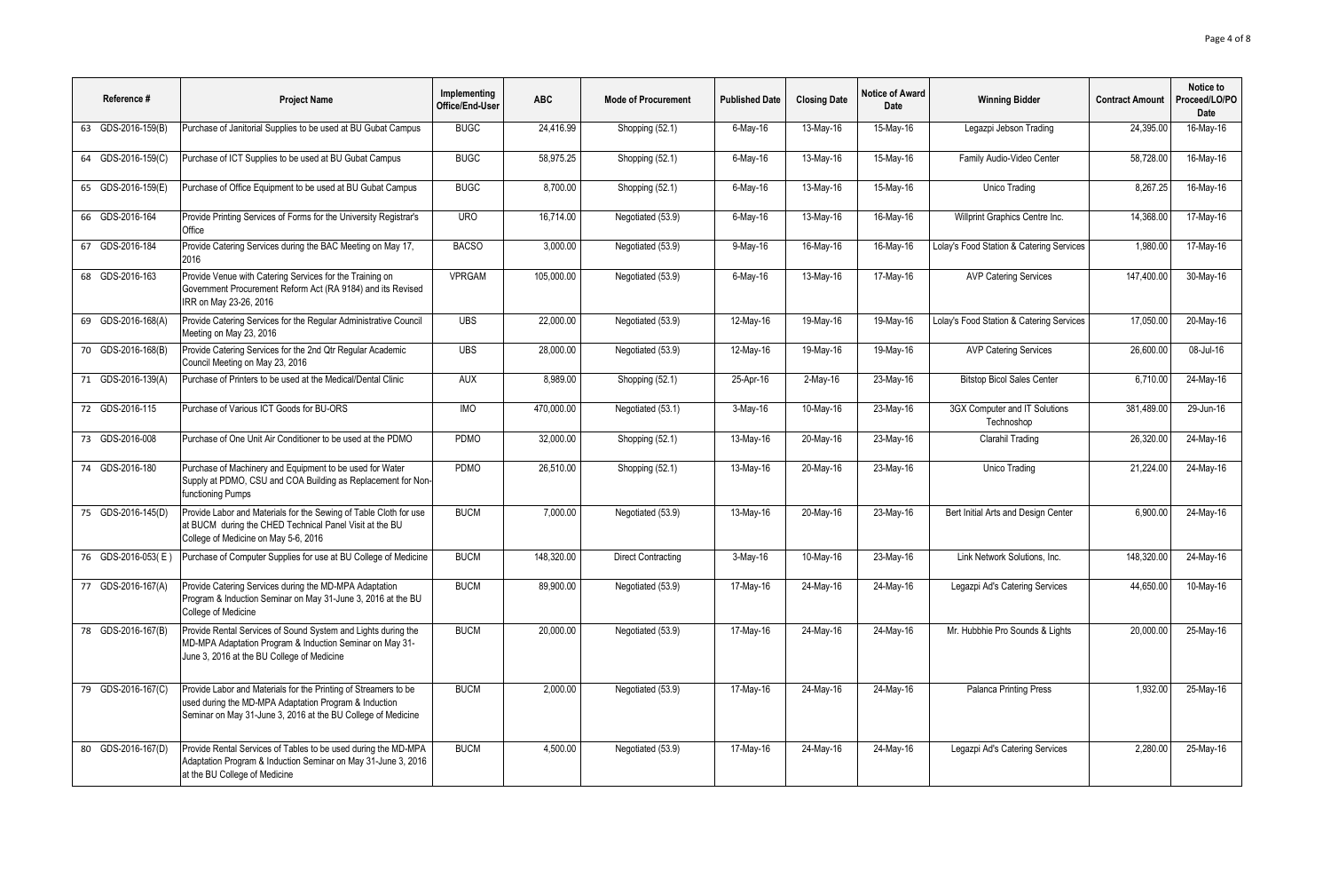| Reference # | Project Name | Implementing Office/End-User | ABC | Mode of Procurement | Published Date | Closing Date | Notice of Award Date | Winning Bidder | Contract Amount | Notice to Proceed/LO/PO Date |
|---|---|---|---|---|---|---|---|---|---|---|
| 63 GDS-2016-159(B) | Purchase of Janitorial Supplies to be used at BU Gubat Campus | BUGC | 24,416.99 | Shopping (52.1) | 6-May-16 | 13-May-16 | 15-May-16 | Legazpi Jebson Trading | 24,395.00 | 16-May-16 |
| 64 GDS-2016-159(C) | Purchase of ICT Supplies to be used at BU Gubat Campus | BUGC | 58,975.25 | Shopping (52.1) | 6-May-16 | 13-May-16 | 15-May-16 | Family Audio-Video Center | 58,728.00 | 16-May-16 |
| 65 GDS-2016-159(E) | Purchase of Office Equipment to be used at BU Gubat Campus | BUGC | 8,700.00 | Shopping (52.1) | 6-May-16 | 13-May-16 | 15-May-16 | Unico Trading | 8,267.25 | 16-May-16 |
| 66 GDS-2016-164 | Provide Printing Services of Forms for the University Registrar's Office | URO | 16,714.00 | Negotiated (53.9) | 6-May-16 | 13-May-16 | 16-May-16 | Willprint Graphics Centre Inc. | 14,368.00 | 17-May-16 |
| 67 GDS-2016-184 | Provide Catering Services during the BAC Meeting on May 17, 2016 | BACSO | 3,000.00 | Negotiated (53.9) | 9-May-16 | 16-May-16 | 16-May-16 | Lolay's Food Station & Catering Services | 1,980.00 | 17-May-16 |
| 68 GDS-2016-163 | Provide Venue with Catering Services for the Training on Government Procurement Reform Act (RA 9184) and its Revised IRR on May 23-26, 2016 | VPRGAM | 105,000.00 | Negotiated (53.9) | 6-May-16 | 13-May-16 | 17-May-16 | AVP Catering Services | 147,400.00 | 30-May-16 |
| 69 GDS-2016-168(A) | Provide Catering Services for the Regular Administrative Council Meeting on May 23, 2016 | UBS | 22,000.00 | Negotiated (53.9) | 12-May-16 | 19-May-16 | 19-May-16 | Lolay's Food Station & Catering Services | 17,050.00 | 20-May-16 |
| 70 GDS-2016-168(B) | Provide Catering Services for the 2nd Qtr Regular Academic Council Meeting on May 23, 2016 | UBS | 28,000.00 | Negotiated (53.9) | 12-May-16 | 19-May-16 | 19-May-16 | AVP Catering Services | 26,600.00 | 08-Jul-16 |
| 71 GDS-2016-139(A) | Purchase of Printers to be used at the Medical/Dental Clinic | AUX | 8,989.00 | Shopping (52.1) | 25-Apr-16 | 2-May-16 | 23-May-16 | Bitstop Bicol Sales Center | 6,710.00 | 24-May-16 |
| 72 GDS-2016-115 | Purchase of Various ICT Goods for BU-ORS | IMO | 470,000.00 | Negotiated (53.1) | 3-May-16 | 10-May-16 | 23-May-16 | 3GX Computer and IT Solutions Technoshop | 381,489.00 | 29-Jun-16 |
| 73 GDS-2016-008 | Purchase of One Unit Air Conditioner to be used at the PDMO | PDMO | 32,000.00 | Shopping (52.1) | 13-May-16 | 20-May-16 | 23-May-16 | Clarahil Trading | 26,320.00 | 24-May-16 |
| 74 GDS-2016-180 | Purchase of Machinery and Equipment to be used for Water Supply at PDMO, CSU and COA Building as Replacement for Non-functioning Pumps | PDMO | 26,510.00 | Shopping (52.1) | 13-May-16 | 20-May-16 | 23-May-16 | Unico Trading | 21,224.00 | 24-May-16 |
| 75 GDS-2016-145(D) | Provide Labor and Materials for the Sewing of Table Cloth for use at BUCM during the CHED Technical Panel Visit at the BU College of Medicine on May 5-6, 2016 | BUCM | 7,000.00 | Negotiated (53.9) | 13-May-16 | 20-May-16 | 23-May-16 | Bert Initial Arts and Design Center | 6,900.00 | 24-May-16 |
| 76 GDS-2016-053( E ) | Purchase of Computer Supplies for use at BU College of Medicine | BUCM | 148,320.00 | Direct Contracting | 3-May-16 | 10-May-16 | 23-May-16 | Link Network Solutions, Inc. | 148,320.00 | 24-May-16 |
| 77 GDS-2016-167(A) | Provide Catering Services during the MD-MPA Adaptation Program & Induction Seminar on May 31-June 3, 2016 at the BU College of Medicine | BUCM | 89,900.00 | Negotiated (53.9) | 17-May-16 | 24-May-16 | 24-May-16 | Legazpi Ad's Catering Services | 44,650.00 | 10-May-16 |
| 78 GDS-2016-167(B) | Provide Rental Services of Sound System and Lights during the MD-MPA Adaptation Program & Induction Seminar on May 31-June 3, 2016 at the BU College of Medicine | BUCM | 20,000.00 | Negotiated (53.9) | 17-May-16 | 24-May-16 | 24-May-16 | Mr. Hubbhie Pro Sounds & Lights | 20,000.00 | 25-May-16 |
| 79 GDS-2016-167(C) | Provide Labor and Materials for the Printing of Streamers to be used during the MD-MPA Adaptation Program & Induction Seminar on May 31-June 3, 2016 at the BU College of Medicine | BUCM | 2,000.00 | Negotiated (53.9) | 17-May-16 | 24-May-16 | 24-May-16 | Palanca Printing Press | 1,932.00 | 25-May-16 |
| 80 GDS-2016-167(D) | Provide Rental Services of Tables to be used during the MD-MPA Adaptation Program & Induction Seminar on May 31-June 3, 2016 at the BU College of Medicine | BUCM | 4,500.00 | Negotiated (53.9) | 17-May-16 | 24-May-16 | 24-May-16 | Legazpi Ad's Catering Services | 2,280.00 | 25-May-16 |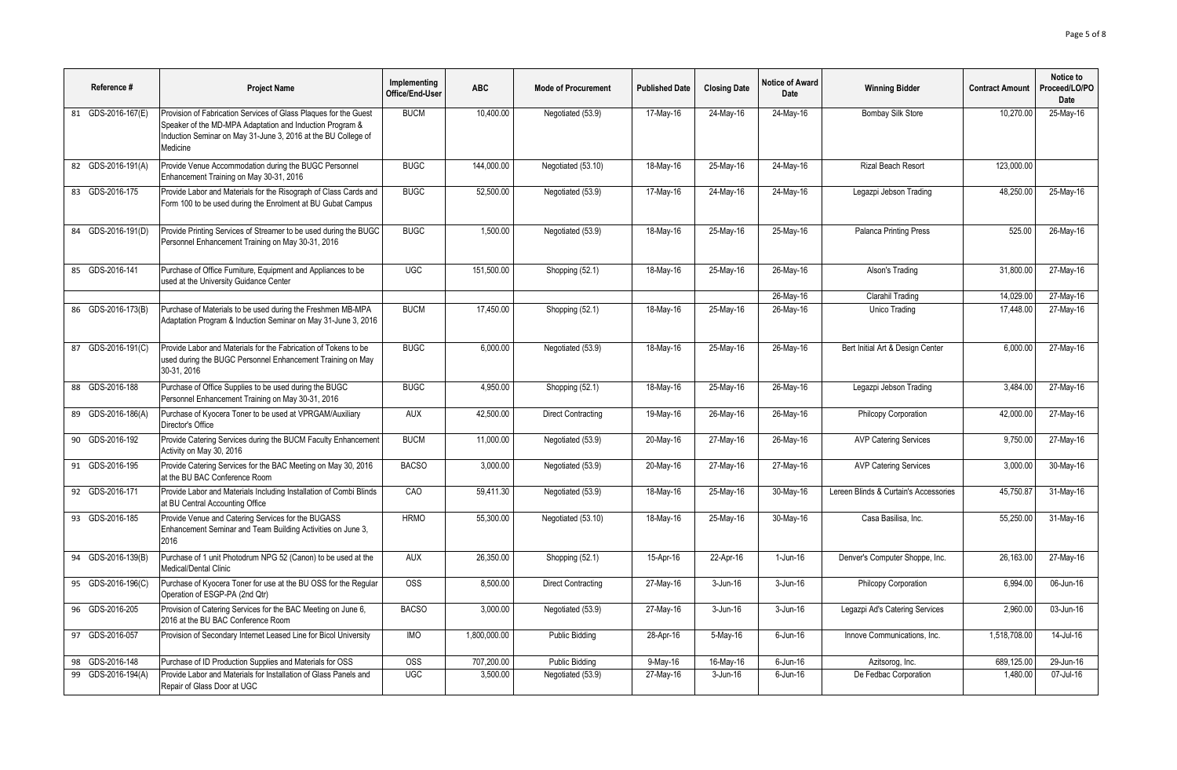| Reference # | Project Name | Implementing Office/End-User | ABC | Mode of Procurement | Published Date | Closing Date | Notice of Award Date | Winning Bidder | Contract Amount | Notice to Proceed/LO/PO Date |
|---|---|---|---|---|---|---|---|---|---|---|
| 81 GDS-2016-167(E) | Provision of Fabrication Services of Glass Plaques for the Guest Speaker of the MD-MPA Adaptation and Induction Program & Induction Seminar on May 31-June 3, 2016 at the BU College of Medicine | BUCM | 10,400.00 | Negotiated (53.9) | 17-May-16 | 24-May-16 | 24-May-16 | Bombay Silk Store | 10,270.00 | 25-May-16 |
| 82 GDS-2016-191(A) | Provide Venue Accommodation during the BUGC Personnel Enhancement Training on May 30-31, 2016 | BUGC | 144,000.00 | Negotiated (53.10) | 18-May-16 | 25-May-16 | 24-May-16 | Rizal Beach Resort | 123,000.00 | |
| 83 GDS-2016-175 | Provide Labor and Materials for the Risograph of Class Cards and Form 100 to be used during the Enrolment at BU Gubat Campus | BUGC | 52,500.00 | Negotiated (53.9) | 17-May-16 | 24-May-16 | 24-May-16 | Legazpi Jebson Trading | 48,250.00 | 25-May-16 |
| 84 GDS-2016-191(D) | Provide Printing Services of Streamer to be used during the BUGC Personnel Enhancement Training on May 30-31, 2016 | BUGC | 1,500.00 | Negotiated (53.9) | 18-May-16 | 25-May-16 | 25-May-16 | Palanca Printing Press | 525.00 | 26-May-16 |
| 85 GDS-2016-141 | Purchase of Office Furniture, Equipment and Appliances to be used at the University Guidance Center | UGC | 151,500.00 | Shopping (52.1) | 18-May-16 | 25-May-16 | 26-May-16 | Alson's Trading | 31,800.00 | 27-May-16 |
| | | | | | | | 26-May-16 | Clarahil Trading | 14,029.00 | 27-May-16 |
| 86 GDS-2016-173(B) | Purchase of Materials to be used during the Freshmen MB-MPA Adaptation Program & Induction Seminar on May 31-June 3, 2016 | BUCM | 17,450.00 | Shopping (52.1) | 18-May-16 | 25-May-16 | 26-May-16 | Unico Trading | 17,448.00 | 27-May-16 |
| 87 GDS-2016-191(C) | Provide Labor and Materials for the Fabrication of Tokens to be used during the BUGC Personnel Enhancement Training on May 30-31, 2016 | BUGC | 6,000.00 | Negotiated (53.9) | 18-May-16 | 25-May-16 | 26-May-16 | Bert Initial Art & Design Center | 6,000.00 | 27-May-16 |
| 88 GDS-2016-188 | Purchase of Office Supplies to be used during the BUGC Personnel Enhancement Training on May 30-31, 2016 | BUGC | 4,950.00 | Shopping (52.1) | 18-May-16 | 25-May-16 | 26-May-16 | Legazpi Jebson Trading | 3,484.00 | 27-May-16 |
| 89 GDS-2016-186(A) | Purchase of Kyocera Toner to be used at VPRGAM/Auxiliary Director's Office | AUX | 42,500.00 | Direct Contracting | 19-May-16 | 26-May-16 | 26-May-16 | Philcopy Corporation | 42,000.00 | 27-May-16 |
| 90 GDS-2016-192 | Provide Catering Services during the BUCM Faculty Enhancement Activity on May 30, 2016 | BUCM | 11,000.00 | Negotiated (53.9) | 20-May-16 | 27-May-16 | 26-May-16 | AVP Catering Services | 9,750.00 | 27-May-16 |
| 91 GDS-2016-195 | Provide Catering Services for the BAC Meeting on May 30, 2016 at the BU BAC Conference Room | BACSO | 3,000.00 | Negotiated (53.9) | 20-May-16 | 27-May-16 | 27-May-16 | AVP Catering Services | 3,000.00 | 30-May-16 |
| 92 GDS-2016-171 | Provide Labor and Materials Including Installation of Combi Blinds at BU Central Accounting Office | CAO | 59,411.30 | Negotiated (53.9) | 18-May-16 | 25-May-16 | 30-May-16 | Lereen Blinds & Curtain's Accessories | 45,750.87 | 31-May-16 |
| 93 GDS-2016-185 | Provide Venue and Catering Services for the BUGASS Enhancement Seminar and Team Building Activities on June 3, 2016 | HRMO | 55,300.00 | Negotiated (53.10) | 18-May-16 | 25-May-16 | 30-May-16 | Casa Basilisa, Inc. | 55,250.00 | 31-May-16 |
| 94 GDS-2016-139(B) | Purchase of 1 unit Photodrum NPG 52 (Canon) to be used at the Medical/Dental Clinic | AUX | 26,350.00 | Shopping (52.1) | 15-Apr-16 | 22-Apr-16 | 1-Jun-16 | Denver's Computer Shoppe, Inc. | 26,163.00 | 27-May-16 |
| 95 GDS-2016-196(C) | Purchase of Kyocera Toner for use at the BU OSS for the Regular Operation of ESGP-PA (2nd Qtr) | OSS | 8,500.00 | Direct Contracting | 27-May-16 | 3-Jun-16 | 3-Jun-16 | Philcopy Corporation | 6,994.00 | 06-Jun-16 |
| 96 GDS-2016-205 | Provision of Catering Services for the BAC Meeting on June 6, 2016 at the BU BAC Conference Room | BACSO | 3,000.00 | Negotiated (53.9) | 27-May-16 | 3-Jun-16 | 3-Jun-16 | Legazpi Ad's Catering Services | 2,960.00 | 03-Jun-16 |
| 97 GDS-2016-057 | Provision of Secondary Internet Leased Line for Bicol University | IMO | 1,800,000.00 | Public Bidding | 28-Apr-16 | 5-May-16 | 6-Jun-16 | Innove Communications, Inc. | 1,518,708.00 | 14-Jul-16 |
| 98 GDS-2016-148 | Purchase of ID Production Supplies and Materials for OSS | OSS | 707,200.00 | Public Bidding | 9-May-16 | 16-May-16 | 6-Jun-16 | Azitsorog, Inc. | 689,125.00 | 29-Jun-16 |
| 99 GDS-2016-194(A) | Provide Labor and Materials for Installation of Glass Panels and Repair of Glass Door at UGC | UGC | 3,500.00 | Negotiated (53.9) | 27-May-16 | 3-Jun-16 | 6-Jun-16 | De Fedbac Corporation | 1,480.00 | 07-Jul-16 |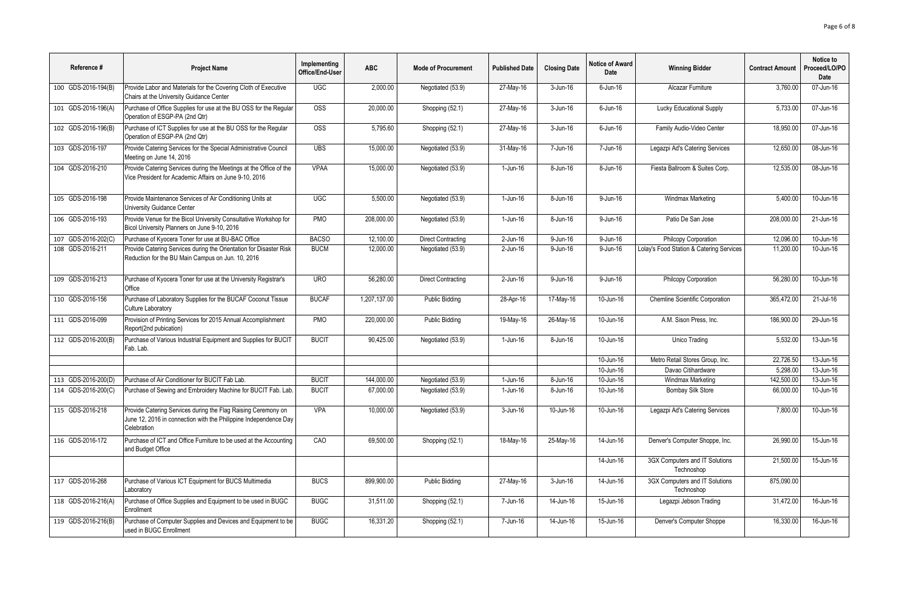| Reference # | Project Name | Implementing Office/End-User | ABC | Mode of Procurement | Published Date | Closing Date | Notice of Award Date | Winning Bidder | Contract Amount | Notice to Proceed/LO/PO Date |
|---|---|---|---|---|---|---|---|---|---|---|
| 100 GDS-2016-194(B) | Provide Labor and Materials for the Covering Cloth of Executive Chairs at the University Guidance Center | UGC | 2,000.00 | Negotiated (53.9) | 27-May-16 | 3-Jun-16 | 6-Jun-16 | Alcazar Furniture | 3,760.00 | 07-Jun-16 |
| 101 GDS-2016-196(A) | Purchase of Office Supplies for use at the BU OSS for the Regular Operation of ESGP-PA (2nd Qtr) | OSS | 20,000.00 | Shopping (52.1) | 27-May-16 | 3-Jun-16 | 6-Jun-16 | Lucky Educational Supply | 5,733.00 | 07-Jun-16 |
| 102 GDS-2016-196(B) | Purchase of ICT Supplies for use at the BU OSS for the Regular Operation of ESGP-PA (2nd Qtr) | OSS | 5,795.60 | Shopping (52.1) | 27-May-16 | 3-Jun-16 | 6-Jun-16 | Family Audio-Video Center | 18,950.00 | 07-Jun-16 |
| 103 GDS-2016-197 | Provide Catering Services for the Special Administrative Council Meeting on June 14, 2016 | UBS | 15,000.00 | Negotiated (53.9) | 31-May-16 | 7-Jun-16 | 7-Jun-16 | Legazpi Ad's Catering Services | 12,650.00 | 08-Jun-16 |
| 104 GDS-2016-210 | Provide Catering Services during the Meetings at the Office of the Vice President for Academic Affairs on June 9-10, 2016 | VPAA | 15,000.00 | Negotiated (53.9) | 1-Jun-16 | 8-Jun-16 | 8-Jun-16 | Fiesta Ballroom & Suites Corp. | 12,535.00 | 08-Jun-16 |
| 105 GDS-2016-198 | Provide Maintenance Services of Air Conditioning Units at University Guidance Center | UGC | 5,500.00 | Negotiated (53.9) | 1-Jun-16 | 8-Jun-16 | 9-Jun-16 | Windmax Marketing | 5,400.00 | 10-Jun-16 |
| 106 GDS-2016-193 | Provide Venue for the Bicol University Consultative Workshop for Bicol University Planners on June 9-10, 2016 | PMO | 208,000.00 | Negotiated (53.9) | 1-Jun-16 | 8-Jun-16 | 9-Jun-16 | Patio De San Jose | 208,000.00 | 21-Jun-16 |
| 107 GDS-2016-202(C) | Purchase of Kyocera Toner for use at BU-BAC Office | BACSO | 12,100.00 | Direct Contracting | 2-Jun-16 | 9-Jun-16 | 9-Jun-16 | Philcopy Corporation | 12,096.00 | 10-Jun-16 |
| 108 GDS-2016-211 | Provide Catering Services during the Orientation for Disaster Risk Reduction for the BU Main Campus on Jun. 10, 2016 | BUCM | 12,000.00 | Negotiated (53.9) | 2-Jun-16 | 9-Jun-16 | 9-Jun-16 | Lolay's Food Station & Catering Services | 11,200.00 | 10-Jun-16 |
| 109 GDS-2016-213 | Purchase of Kyocera Toner for use at the University Registrar's Office | URO | 56,280.00 | Direct Contracting | 2-Jun-16 | 9-Jun-16 | 9-Jun-16 | Philcopy Corporation | 56,280.00 | 10-Jun-16 |
| 110 GDS-2016-156 | Purchase of Laboratory Supplies for the BUCAF Coconut Tissue Culture Laboratory | BUCAF | 1,207,137.00 | Public Bidding | 28-Apr-16 | 17-May-16 | 10-Jun-16 | Chemline Scientific Corporation | 365,472.00 | 21-Jul-16 |
| 111 GDS-2016-099 | Provision of Printing Services for 2015 Annual Accomplishment Report(2nd pubication) | PMO | 220,000.00 | Public Bidding | 19-May-16 | 26-May-16 | 10-Jun-16 | A.M. Sison Press, Inc. | 186,900.00 | 29-Jun-16 |
| 112 GDS-2016-200(B) | Purchase of Various Industrial Equipment and Supplies for BUCIT Fab. Lab. | BUCIT | 90,425.00 | Negotiated (53.9) | 1-Jun-16 | 8-Jun-16 | 10-Jun-16 | Unico Trading | 5,532.00 | 13-Jun-16 |
| | | | | | | | 10-Jun-16 | Metro Retail Stores Group, Inc. | 22,726.50 | 13-Jun-16 |
| | | | | | | | 10-Jun-16 | Davao Citihardware | 5,298.00 | 13-Jun-16 |
| 113 GDS-2016-200(D) | Purchase of Air Conditioner for BUCIT Fab Lab. | BUCIT | 144,000.00 | Negotiated (53.9) | 1-Jun-16 | 8-Jun-16 | 10-Jun-16 | Windmax Marketing | 142,500.00 | 13-Jun-16 |
| 114 GDS-2016-200(C) | Purchase of Sewing and Embroidery Machine for BUCIT Fab. Lab. | BUCIT | 67,000.00 | Negotiated (53.9) | 1-Jun-16 | 8-Jun-16 | 10-Jun-16 | Bombay Silk Store | 66,000.00 | 10-Jun-16 |
| 115 GDS-2016-218 | Provide Catering Services during the Flag Raising Ceremony on June 12, 2016 in connection with the Philippine Independence Day Celebration | VPA | 10,000.00 | Negotiated (53.9) | 3-Jun-16 | 10-Jun-16 | 10-Jun-16 | Legazpi Ad's Catering Services | 7,800.00 | 10-Jun-16 |
| 116 GDS-2016-172 | Purchase of ICT and Office Furniture to be used at the Accounting and Budget Office | CAO | 69,500.00 | Shopping (52.1) | 18-May-16 | 25-May-16 | 14-Jun-16 | Denver's Computer Shoppe, Inc. | 26,990.00 | 15-Jun-16 |
| | | | | | | | 14-Jun-16 | 3GX Computers and IT Solutions Technoshop | 21,500.00 | 15-Jun-16 |
| 117 GDS-2016-268 | Purchase of Various ICT Equipment for BUCS Multimedia Laboratory | BUCS | 899,900.00 | Public Bidding | 27-May-16 | 3-Jun-16 | 14-Jun-16 | 3GX Computers and IT Solutions Technoshop | 875,090.00 | |
| 118 GDS-2016-216(A) | Purchase of Office Supplies and Equipment to be used in BUGC Enrollment | BUGC | 31,511.00 | Shopping (52.1) | 7-Jun-16 | 14-Jun-16 | 15-Jun-16 | Legazpi Jebson Trading | 31,472.00 | 16-Jun-16 |
| 119 GDS-2016-216(B) | Purchase of Computer Supplies and Devices and Equipment to be used in BUGC Enrollment | BUGC | 16,331.20 | Shopping (52.1) | 7-Jun-16 | 14-Jun-16 | 15-Jun-16 | Denver's Computer Shoppe | 16,330.00 | 16-Jun-16 |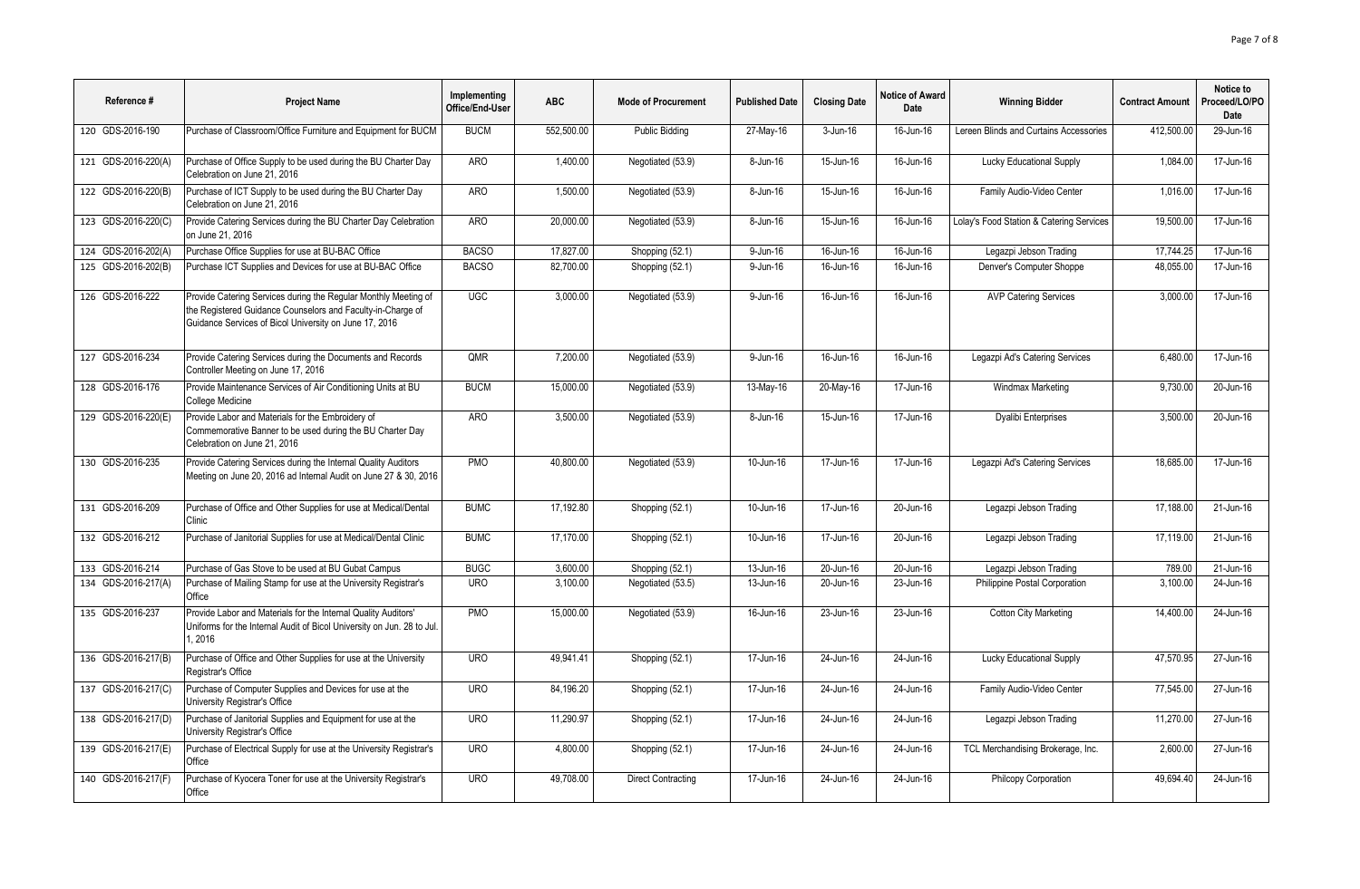| Reference # | Project Name | Implementing Office/End-User | ABC | Mode of Procurement | Published Date | Closing Date | Notice of Award Date | Winning Bidder | Contract Amount | Notice to Proceed/LO/PO Date |
|---|---|---|---|---|---|---|---|---|---|---|
| 120 GDS-2016-190 | Purchase of Classroom/Office Furniture and Equipment for BUCM | BUCM | 552,500.00 | Public Bidding | 27-May-16 | 3-Jun-16 | 16-Jun-16 | Lereen Blinds and Curtains Accessories | 412,500.00 | 29-Jun-16 |
| 121 GDS-2016-220(A) | Purchase of Office Supply to be used during the BU Charter Day Celebration on June 21, 2016 | ARO | 1,400.00 | Negotiated (53.9) | 8-Jun-16 | 15-Jun-16 | 16-Jun-16 | Lucky Educational Supply | 1,084.00 | 17-Jun-16 |
| 122 GDS-2016-220(B) | Purchase of ICT Supply to be used during the BU Charter Day Celebration on June 21, 2016 | ARO | 1,500.00 | Negotiated (53.9) | 8-Jun-16 | 15-Jun-16 | 16-Jun-16 | Family Audio-Video Center | 1,016.00 | 17-Jun-16 |
| 123 GDS-2016-220(C) | Provide Catering Services during the BU Charter Day Celebration on June 21, 2016 | ARO | 20,000.00 | Negotiated (53.9) | 8-Jun-16 | 15-Jun-16 | 16-Jun-16 | Lolay's Food Station & Catering Services | 19,500.00 | 17-Jun-16 |
| 124 GDS-2016-202(A) | Purchase Office Supplies for use at BU-BAC Office | BACSO | 17,827.00 | Shopping (52.1) | 9-Jun-16 | 16-Jun-16 | 16-Jun-16 | Legazpi Jebson Trading | 17,744.25 | 17-Jun-16 |
| 125 GDS-2016-202(B) | Purchase ICT Supplies and Devices for use at BU-BAC Office | BACSO | 82,700.00 | Shopping (52.1) | 9-Jun-16 | 16-Jun-16 | 16-Jun-16 | Denver's Computer Shoppe | 48,055.00 | 17-Jun-16 |
| 126 GDS-2016-222 | Provide Catering Services during the Regular Monthly Meeting of the Registered Guidance Counselors and Faculty-in-Charge of Guidance Services of Bicol University on June 17, 2016 | UGC | 3,000.00 | Negotiated (53.9) | 9-Jun-16 | 16-Jun-16 | 16-Jun-16 | AVP Catering Services | 3,000.00 | 17-Jun-16 |
| 127 GDS-2016-234 | Provide Catering Services during the Documents and Records Controller Meeting on June 17, 2016 | QMR | 7,200.00 | Negotiated (53.9) | 9-Jun-16 | 16-Jun-16 | 16-Jun-16 | Legazpi Ad's Catering Services | 6,480.00 | 17-Jun-16 |
| 128 GDS-2016-176 | Provide Maintenance Services of Air Conditioning Units at BU College Medicine | BUCM | 15,000.00 | Negotiated (53.9) | 13-May-16 | 20-May-16 | 17-Jun-16 | Windmax Marketing | 9,730.00 | 20-Jun-16 |
| 129 GDS-2016-220(E) | Provide Labor and Materials for the Embroidery of Commemorative Banner to be used during the BU Charter Day Celebration on June 21, 2016 | ARO | 3,500.00 | Negotiated (53.9) | 8-Jun-16 | 15-Jun-16 | 17-Jun-16 | Dyalibi Enterprises | 3,500.00 | 20-Jun-16 |
| 130 GDS-2016-235 | Provide Catering Services during the Internal Quality Auditors Meeting on June 20, 2016 ad Internal Audit on June 27 & 30, 2016 | PMO | 40,800.00 | Negotiated (53.9) | 10-Jun-16 | 17-Jun-16 | 17-Jun-16 | Legazpi Ad's Catering Services | 18,685.00 | 17-Jun-16 |
| 131 GDS-2016-209 | Purchase of Office and Other Supplies for use at Medical/Dental Clinic | BUMC | 17,192.80 | Shopping (52.1) | 10-Jun-16 | 17-Jun-16 | 20-Jun-16 | Legazpi Jebson Trading | 17,188.00 | 21-Jun-16 |
| 132 GDS-2016-212 | Purchase of Janitorial Supplies for use at Medical/Dental Clinic | BUMC | 17,170.00 | Shopping (52.1) | 10-Jun-16 | 17-Jun-16 | 20-Jun-16 | Legazpi Jebson Trading | 17,119.00 | 21-Jun-16 |
| 133 GDS-2016-214 | Purchase of Gas Stove to be used at BU Gubat Campus | BUGC | 3,600.00 | Shopping (52.1) | 13-Jun-16 | 20-Jun-16 | 20-Jun-16 | Legazpi Jebson Trading | 789.00 | 21-Jun-16 |
| 134 GDS-2016-217(A) | Purchase of Mailing Stamp for use at the University Registrar's Office | URO | 3,100.00 | Negotiated (53.5) | 13-Jun-16 | 20-Jun-16 | 23-Jun-16 | Philippine Postal Corporation | 3,100.00 | 24-Jun-16 |
| 135 GDS-2016-237 | Provide Labor and Materials for the Internal Quality Auditors' Uniforms for the Internal Audit of Bicol University on Jun. 28 to Jul. 1, 2016 | PMO | 15,000.00 | Negotiated (53.9) | 16-Jun-16 | 23-Jun-16 | 23-Jun-16 | Cotton City Marketing | 14,400.00 | 24-Jun-16 |
| 136 GDS-2016-217(B) | Purchase of Office and Other Supplies for use at the University Registrar's Office | URO | 49,941.41 | Shopping (52.1) | 17-Jun-16 | 24-Jun-16 | 24-Jun-16 | Lucky Educational Supply | 47,570.95 | 27-Jun-16 |
| 137 GDS-2016-217(C) | Purchase of Computer Supplies and Devices for use at the University Registrar's Office | URO | 84,196.20 | Shopping (52.1) | 17-Jun-16 | 24-Jun-16 | 24-Jun-16 | Family Audio-Video Center | 77,545.00 | 27-Jun-16 |
| 138 GDS-2016-217(D) | Purchase of Janitorial Supplies and Equipment for use at the University Registrar's Office | URO | 11,290.97 | Shopping (52.1) | 17-Jun-16 | 24-Jun-16 | 24-Jun-16 | Legazpi Jebson Trading | 11,270.00 | 27-Jun-16 |
| 139 GDS-2016-217(E) | Purchase of Electrical Supply for use at the University Registrar's Office | URO | 4,800.00 | Shopping (52.1) | 17-Jun-16 | 24-Jun-16 | 24-Jun-16 | TCL Merchandising Brokerage, Inc. | 2,600.00 | 27-Jun-16 |
| 140 GDS-2016-217(F) | Purchase of Kyocera Toner for use at the University Registrar's Office | URO | 49,708.00 | Direct Contracting | 17-Jun-16 | 24-Jun-16 | 24-Jun-16 | Philcopy Corporation | 49,694.40 | 24-Jun-16 |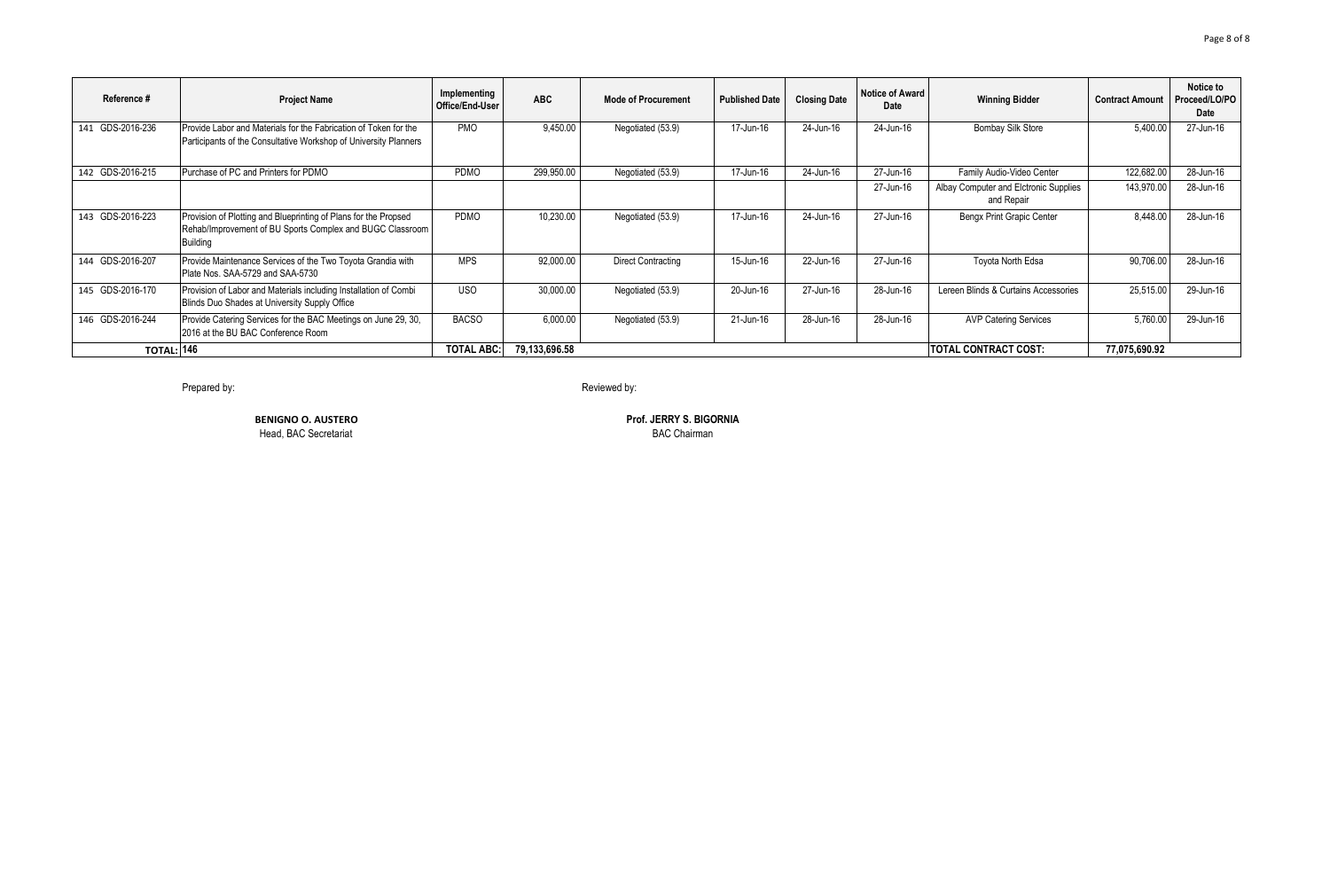| Reference # | Project Name | Implementing Office/End-User | ABC | Mode of Procurement | Published Date | Closing Date | Notice of Award Date | Winning Bidder | Contract Amount | Notice to Proceed/LO/PO Date |
|---|---|---|---|---|---|---|---|---|---|---|
| 141 GDS-2016-236 | Provide Labor and Materials for the Fabrication of Token for the Participants of the Consultative Workshop of University Planners | PMO | 9,450.00 | Negotiated (53.9) | 17-Jun-16 | 24-Jun-16 | 24-Jun-16 | Bombay Silk Store | 5,400.00 | 27-Jun-16 |
| 142 GDS-2016-215 | Purchase of PC and Printers for PDMO | PDMO | 299,950.00 | Negotiated (53.9) | 17-Jun-16 | 24-Jun-16 | 27-Jun-16 | Family Audio-Video Center | 122,682.00 | 28-Jun-16 |
| | | | | | | | 27-Jun-16 | Albay Computer and Elctronic Supplies and Repair | 143,970.00 | 28-Jun-16 |
| 143 GDS-2016-223 | Provision of Plotting and Blueprinting of Plans for the Propsed Rehab/Improvement of BU Sports Complex and BUGC Classroom Building | PDMO | 10,230.00 | Negotiated (53.9) | 17-Jun-16 | 24-Jun-16 | 27-Jun-16 | Bengx Print Grapic Center | 8,448.00 | 28-Jun-16 |
| 144 GDS-2016-207 | Provide Maintenance Services of the Two Toyota Grandia with Plate Nos. SAA-5729 and SAA-5730 | MPS | 92,000.00 | Direct Contracting | 15-Jun-16 | 22-Jun-16 | 27-Jun-16 | Toyota North Edsa | 90,706.00 | 28-Jun-16 |
| 145 GDS-2016-170 | Provision of Labor and Materials including Installation of Combi Blinds Duo Shades at University Supply Office | USO | 30,000.00 | Negotiated (53.9) | 20-Jun-16 | 27-Jun-16 | 28-Jun-16 | Lereen Blinds & Curtains Accessories | 25,515.00 | 29-Jun-16 |
| 146 GDS-2016-244 | Provide Catering Services for the BAC Meetings on June 29, 30, 2016 at the BU BAC Conference Room | BACSO | 6,000.00 | Negotiated (53.9) | 21-Jun-16 | 28-Jun-16 | 28-Jun-16 | AVP Catering Services | 5,760.00 | 29-Jun-16 |
| TOTAL: 146 | | TOTAL ABC: | 79,133,696.58 | | | | | TOTAL CONTRACT COST: | 77,075,690.92 | |

Prepared by:

**BENIGNO O. AUSTERO**
Head, BAC Secretariat

Reviewed by:

**Prof. JERRY S. BIGORNIA**
BAC Chairman